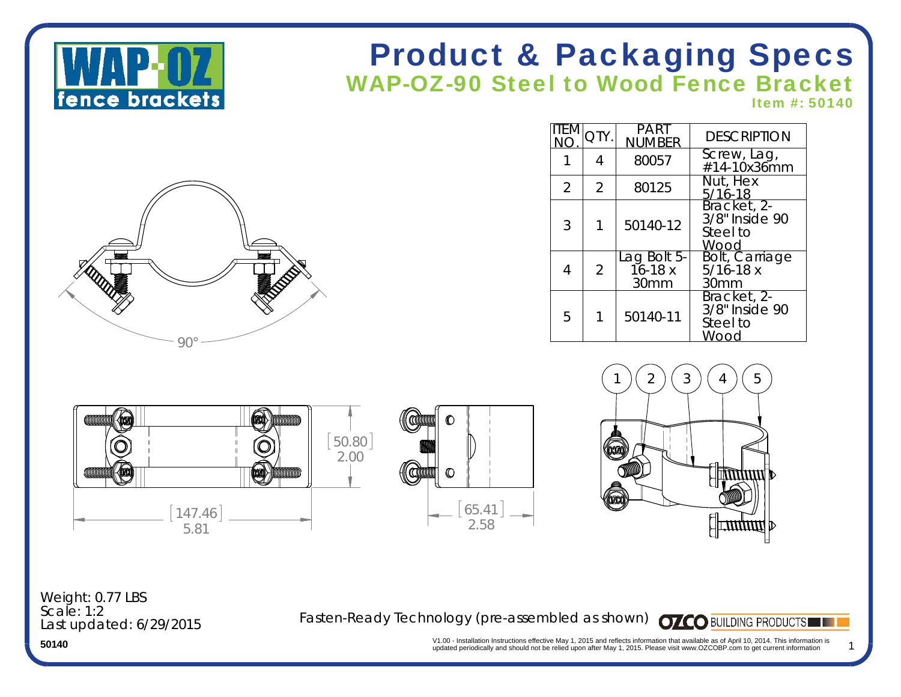# Product & Packaging Specs

## WAP-OZ-90 Steel to Wood Fence Bracket

**Item #: 50140**

| ITEM NO. | QTY. | PART NUMBER | DESCRIPTION |
| --- | --- | --- | --- |
| 1 | 4 | 80057 | Screw, Lag, #14-10x36mm |
| 2 | 2 | 80125 | Nut, Hex 5/16-18 |
| 3 | 1 | 50140-12 | Bracket, 2-3/8" Inside 90 Steel to Wood |
| 4 | 2 | Lag Bolt 5-16-18 x 30mm | Bolt, Carriage 5/16-18 x 30mm |
| 5 | 1 | 50140-11 | Bracket, 2-3/8" Inside 90 Steel to Wood |

90°

[50.80] 2.00

[147.46] 5.81

[65.41] 2.58

1 2 3 4 5

Weight: 0.77 LBS
Scale: 1:2
Last updated: 6/29/2015

Fasten-Ready Technology (pre-assembled as shown)

OZCO BUILDING PRODUCTS

50140

V1.00 - Installation Instructions effective May 1, 2015 and reflects information that available as of April 10, 2014. This information is updated periodically and should not be relied upon after May 1, 2015. Please visit www.OZCOBP.com to get current information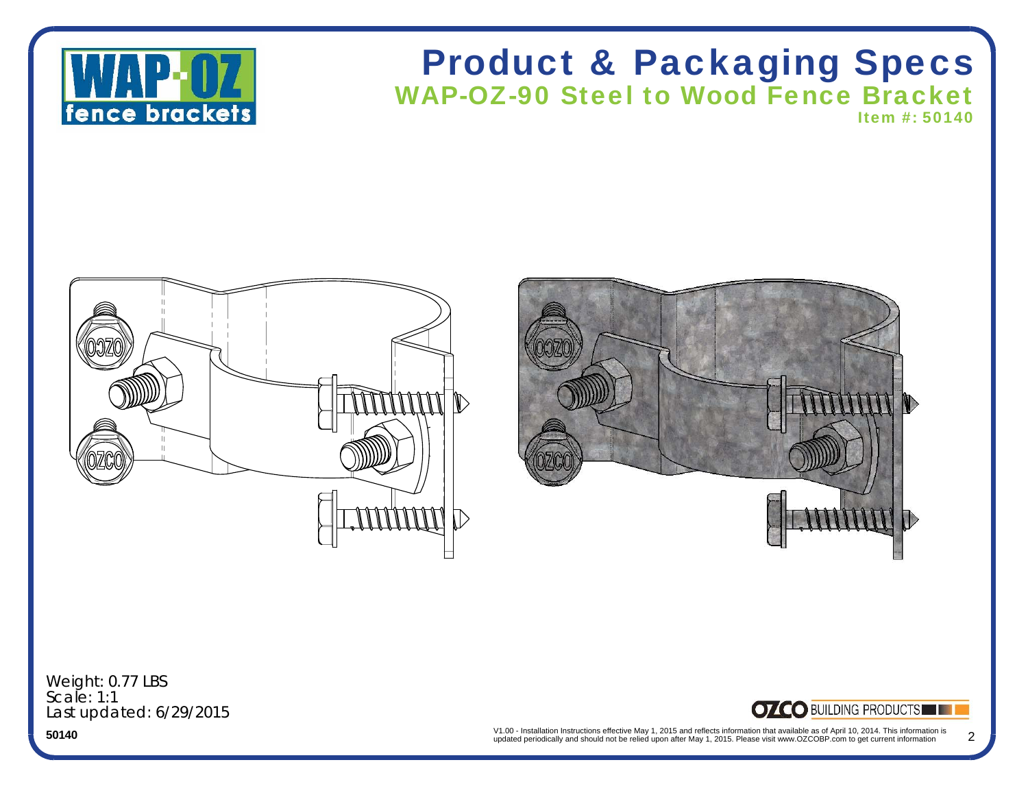# Product & Packaging Specs

## WAP-OZ-90 Steel to Wood Fence Bracket

### Item #: 50140

Weight: 0.77 LBS
Scale: 1:1
Last updated: 6/29/2015

**50140**

V1.00 - Installation Instructions effective May 1, 2015 and reflects information that available as of April 10, 2014. This information is updated periodically and should not be relied upon after May 1, 2015. Please visit www.OZCOBP.com to get current information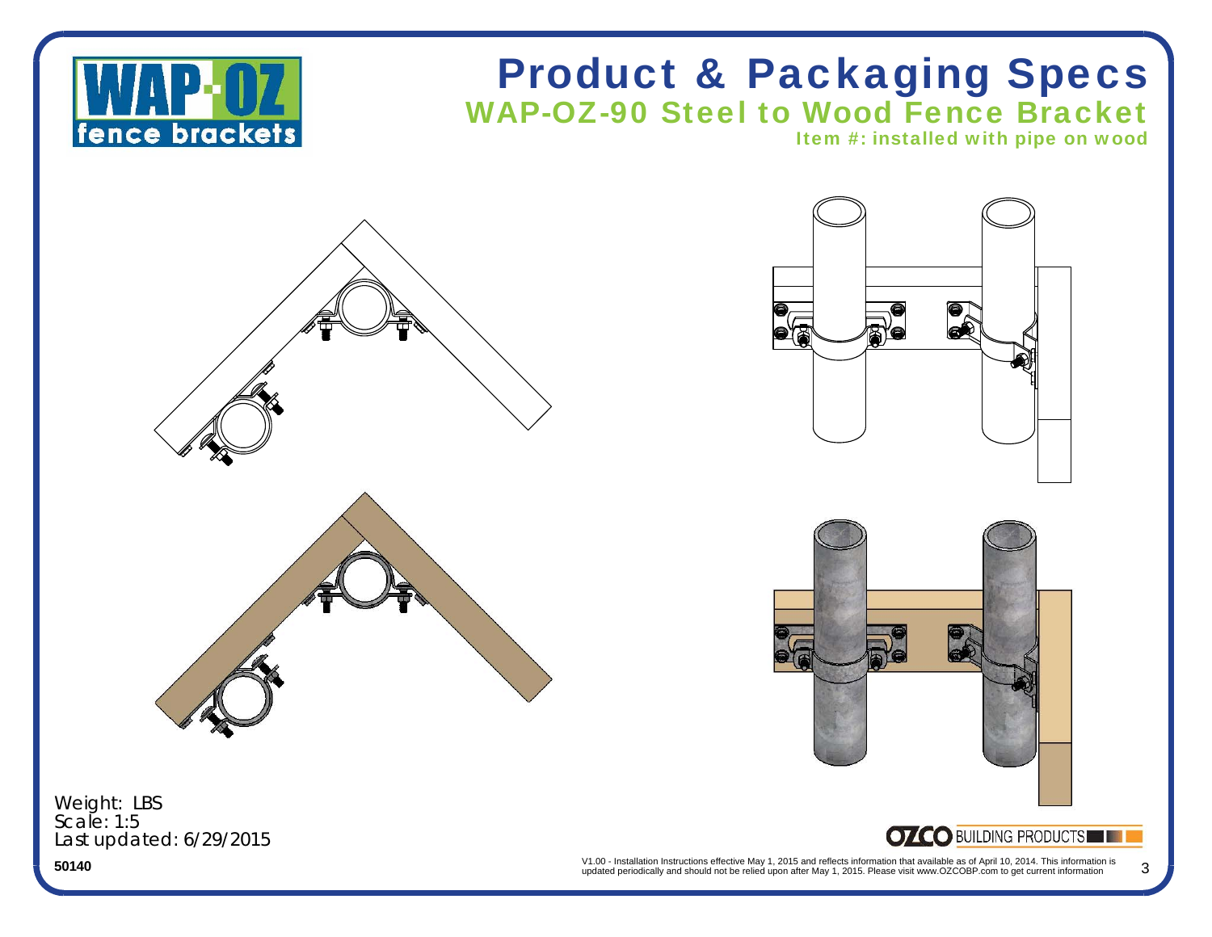# Product & Packaging Specs

## WAP-OZ-90 Steel to Wood Fence Bracket

### Item #: installed with pipe on wood

Weight: LBS
Scale: 1:5
Last updated: 6/29/2015

**50140**

V1.00 - Installation Instructions effective May 1, 2015 and reflects information that available as of April 10, 2014. This information is updated periodically and should not be relied upon after May 1, 2015. Please visit www.OZCOBP.com to get current information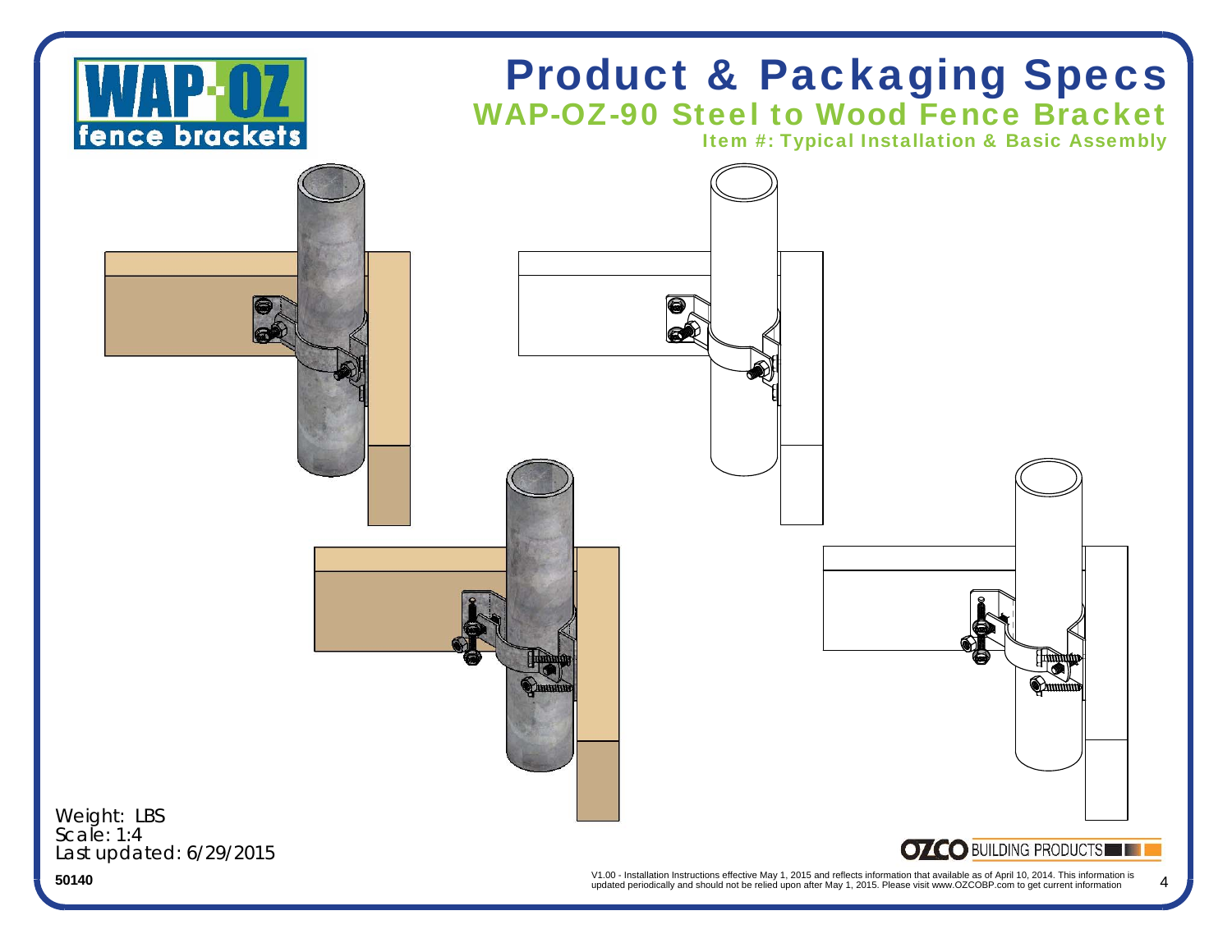# Product & Packaging Specs

## WAP-OZ-90 Steel to Wood Fence Bracket

### Item #: Typical Installation & Basic Assembly

Weight: LBS
Scale: 1:4
Last updated: 6/29/2015

**50140**

V1.00 - Installation Instructions effective May 1, 2015 and reflects information that available as of April 10, 2014. This information is updated periodically and should not be relied upon after May 1, 2015. Please visit www.OZCOBP.com to get current information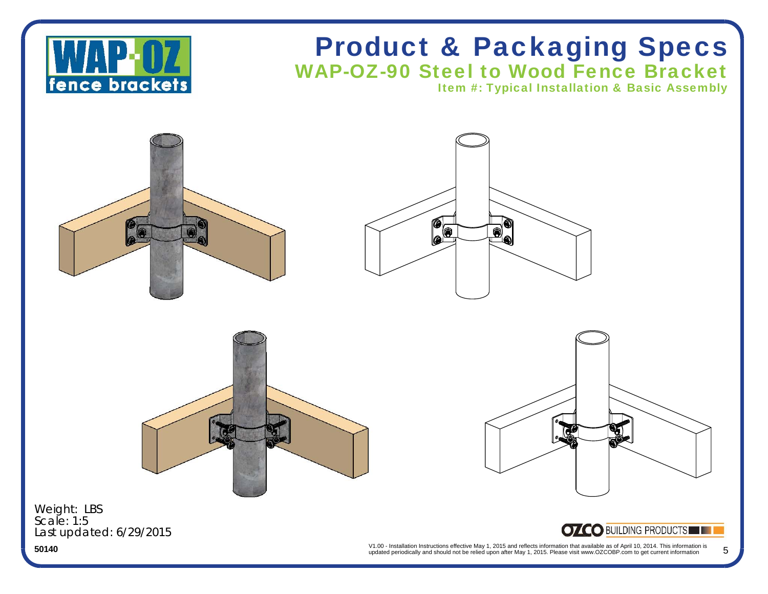# Product & Packaging Specs

## WAP-OZ-90 Steel to Wood Fence Bracket

### Item #: Typical Installation & Basic Assembly

Weight: LBS
Scale: 1:5
Last updated: 6/29/2015

50140

V1.00 - Installation Instructions effective May 1, 2015 and reflects information that available as of April 10, 2014. This information is updated periodically and should not be relied upon after May 1, 2015. Please visit www.OZCOBP.com to get current information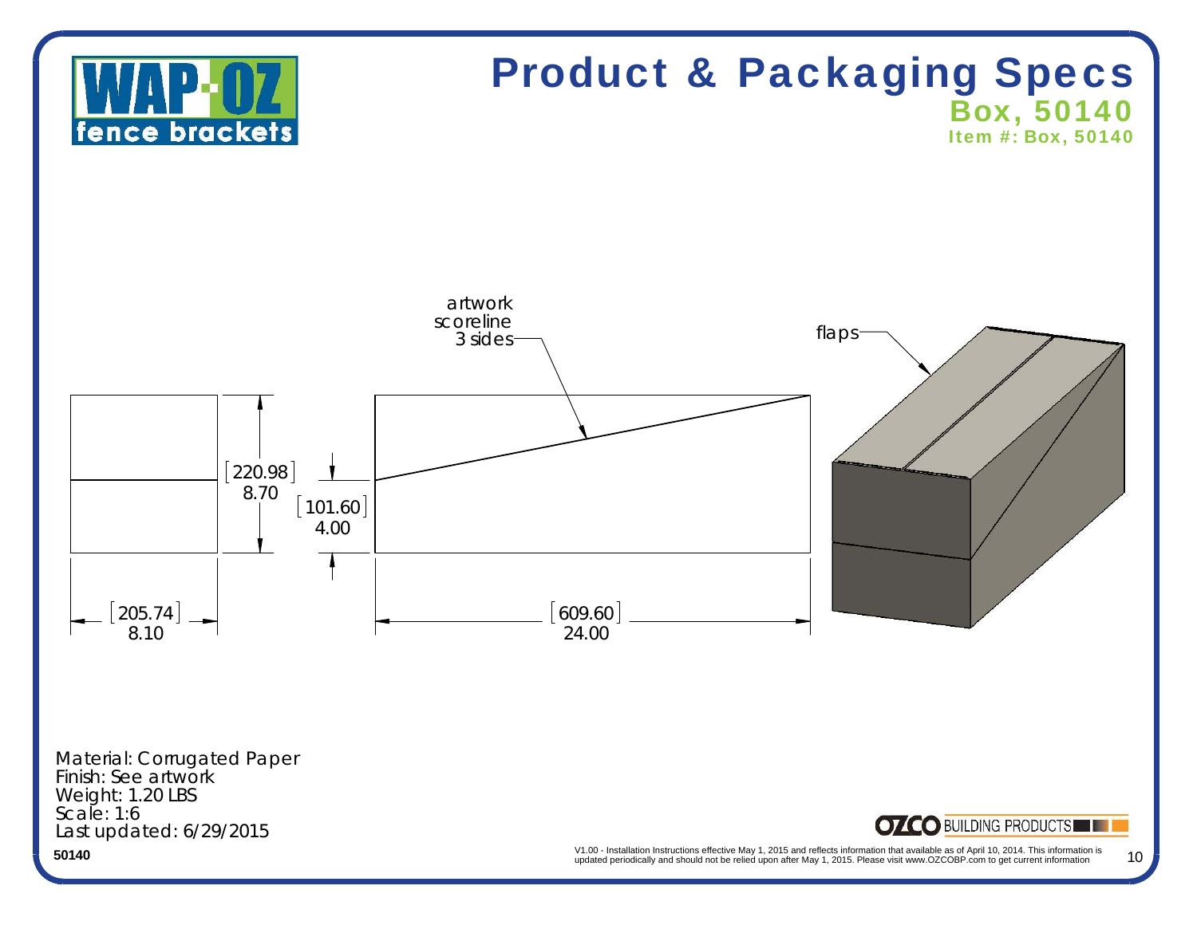# Product & Packaging Specs

## Box, 50140

**Item #: Box, 50140**

artwork scoreline 3 sides

flaps

[220.98] 8.70

[101.60] 4.00

[205.74] 8.10

[609.60] 24.00

Material: Corrugated Paper
Finish: See artwork
Weight: 1.20 LBS
Scale: 1:6
Last updated: 6/29/2015

**50140**

V1.00 - Installation Instructions effective May 1, 2015 and reflects information that available as of April 10, 2014. This information is updated periodically and should not be relied upon after May 1, 2015. Please visit www.OZCOBP.com to get current information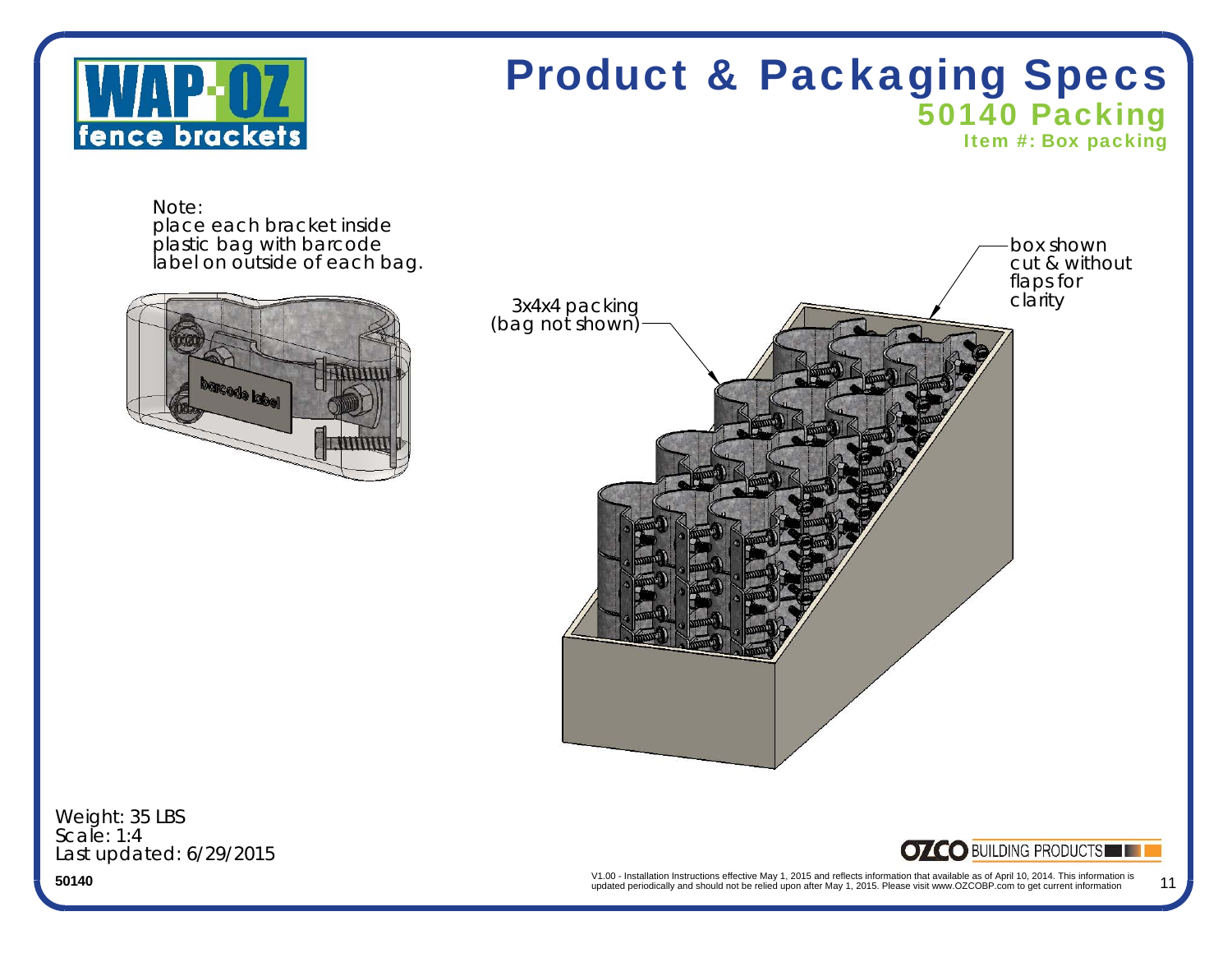# Product & Packaging Specs

## 50140 Packing

### Item #: Box packing

Note:
place each bracket inside plastic bag with barcode label on outside of each bag.

barcode label

3x4x4 packing (bag not shown)

box shown cut & without flaps for clarity

Weight: 35 LBS
Scale: 1:4
Last updated: 6/29/2015

50140

V1.00 - Installation Instructions effective May 1, 2015 and reflects information that available as of April 10, 2014. This information is updated periodically and should not be relied upon after May 1, 2015. Please visit www.OZCOBP.com to get current information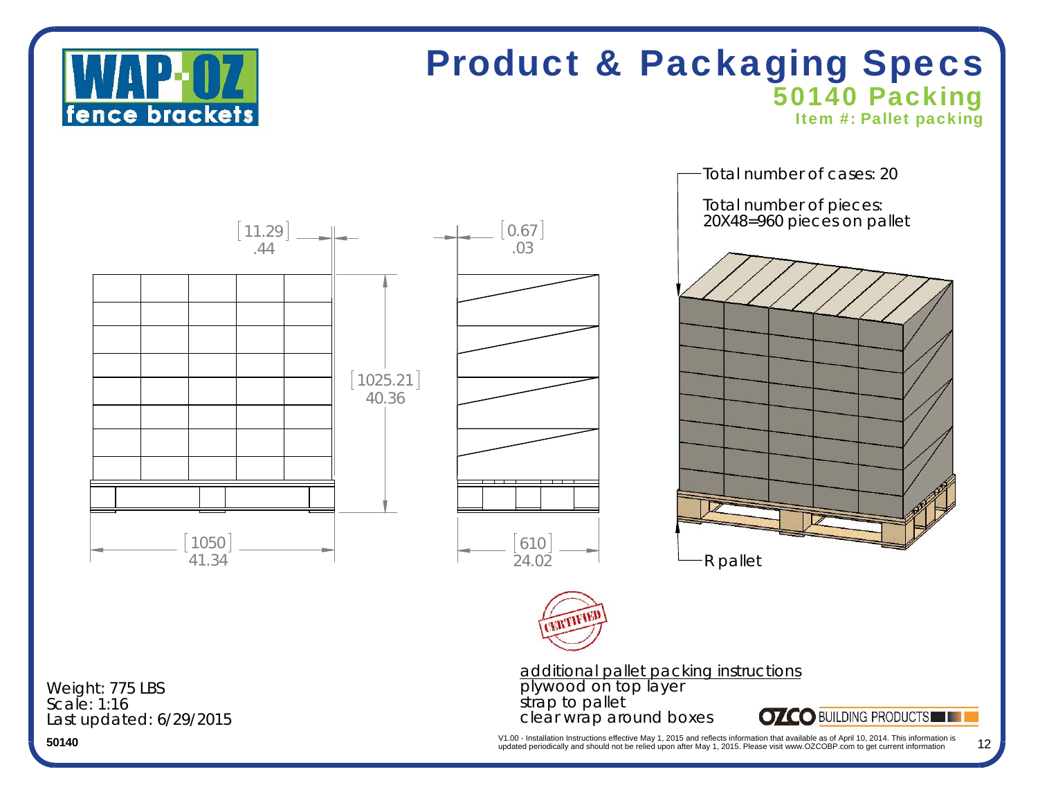# Product & Packaging Specs

## 50140 Packing

### Item #: Pallet packing

[11.29]
.44

[0.67]
.03

[1025.21]
40.36

[1050]
41.34

[610]
24.02

Total number of cases: 20

Total number of pieces:
20X48=960 pieces on pallet

R pallet

CERTIFIED

Weight: 775 LBS
Scale: 1:16
Last updated: 6/29/2015

additional pallet packing instructions
plywood on top layer
strap to pallet
clear wrap around boxes

OZCO BUILDING PRODUCTS

50140

V1.00 - Installation Instructions effective May 1, 2015 and reflects information that available as of April 10, 2014. This information is updated periodically and should not be relied upon after May 1, 2015. Please visit www.OZCOBP.com to get current information